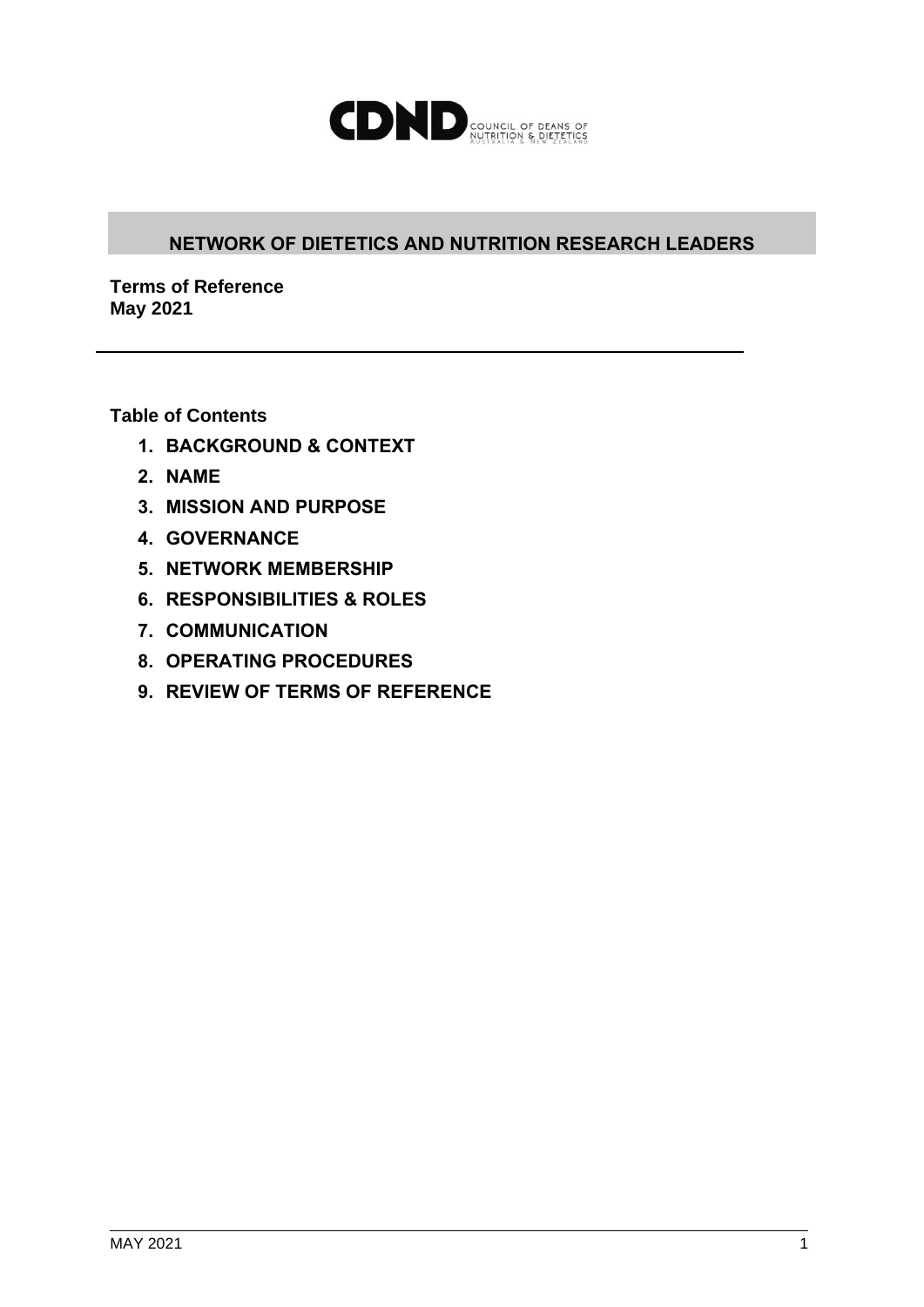CDND COUNCIL OF DEANS OF NUTRITION & DIETETICS AUSTRALIA & NEW ZEALAND

# NETWORK OF DIETETICS AND NUTRITION RESEARCH LEADERS

**Terms of Reference**
**May 2021**

---

**Table of Contents**

1. **BACKGROUND & CONTEXT**
2. **NAME**
3. **MISSION AND PURPOSE**
4. **GOVERNANCE**
5. **NETWORK MEMBERSHIP**
6. **RESPONSIBILITIES & ROLES**
7. **COMMUNICATION**
8. **OPERATING PROCEDURES**
9. **REVIEW OF TERMS OF REFERENCE**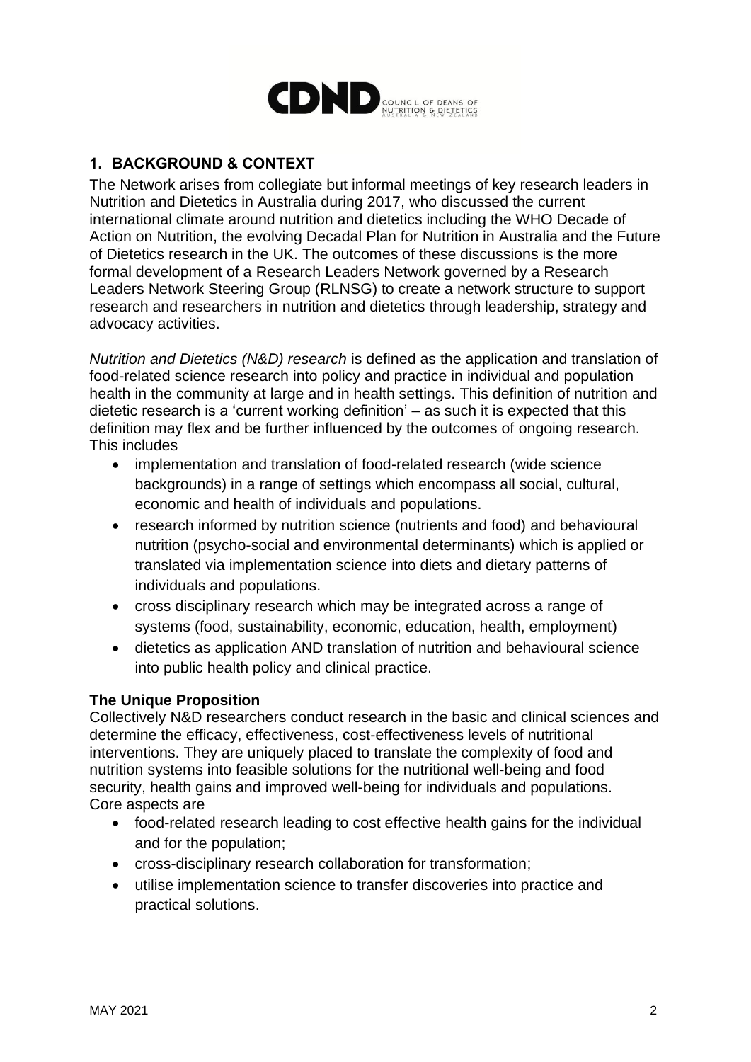## 1. BACKGROUND & CONTEXT

The Network arises from collegiate but informal meetings of key research leaders in Nutrition and Dietetics in Australia during 2017, who discussed the current international climate around nutrition and dietetics including the WHO Decade of Action on Nutrition, the evolving Decadal Plan for Nutrition in Australia and the Future of Dietetics research in the UK. The outcomes of these discussions is the more formal development of a Research Leaders Network governed by a Research Leaders Network Steering Group (RLNSG) to create a network structure to support research and researchers in nutrition and dietetics through leadership, strategy and advocacy activities.

*Nutrition and Dietetics (N&D) research* is defined as the application and translation of food-related science research into policy and practice in individual and population health in the community at large and in health settings. This definition of nutrition and dietetic research is a 'current working definition' – as such it is expected that this definition may flex and be further influenced by the outcomes of ongoing research. This includes

- implementation and translation of food-related research (wide science backgrounds) in a range of settings which encompass all social, cultural, economic and health of individuals and populations.
- research informed by nutrition science (nutrients and food) and behavioural nutrition (psycho-social and environmental determinants) which is applied or translated via implementation science into diets and dietary patterns of individuals and populations.
- cross disciplinary research which may be integrated across a range of systems (food, sustainability, economic, education, health, employment)
- dietetics as application AND translation of nutrition and behavioural science into public health policy and clinical practice.

**The Unique Proposition**

Collectively N&D researchers conduct research in the basic and clinical sciences and determine the efficacy, effectiveness, cost-effectiveness levels of nutritional interventions. They are uniquely placed to translate the complexity of food and nutrition systems into feasible solutions for the nutritional well-being and food security, health gains and improved well-being for individuals and populations. Core aspects are

- food-related research leading to cost effective health gains for the individual and for the population;
- cross-disciplinary research collaboration for transformation;
- utilise implementation science to transfer discoveries into practice and practical solutions.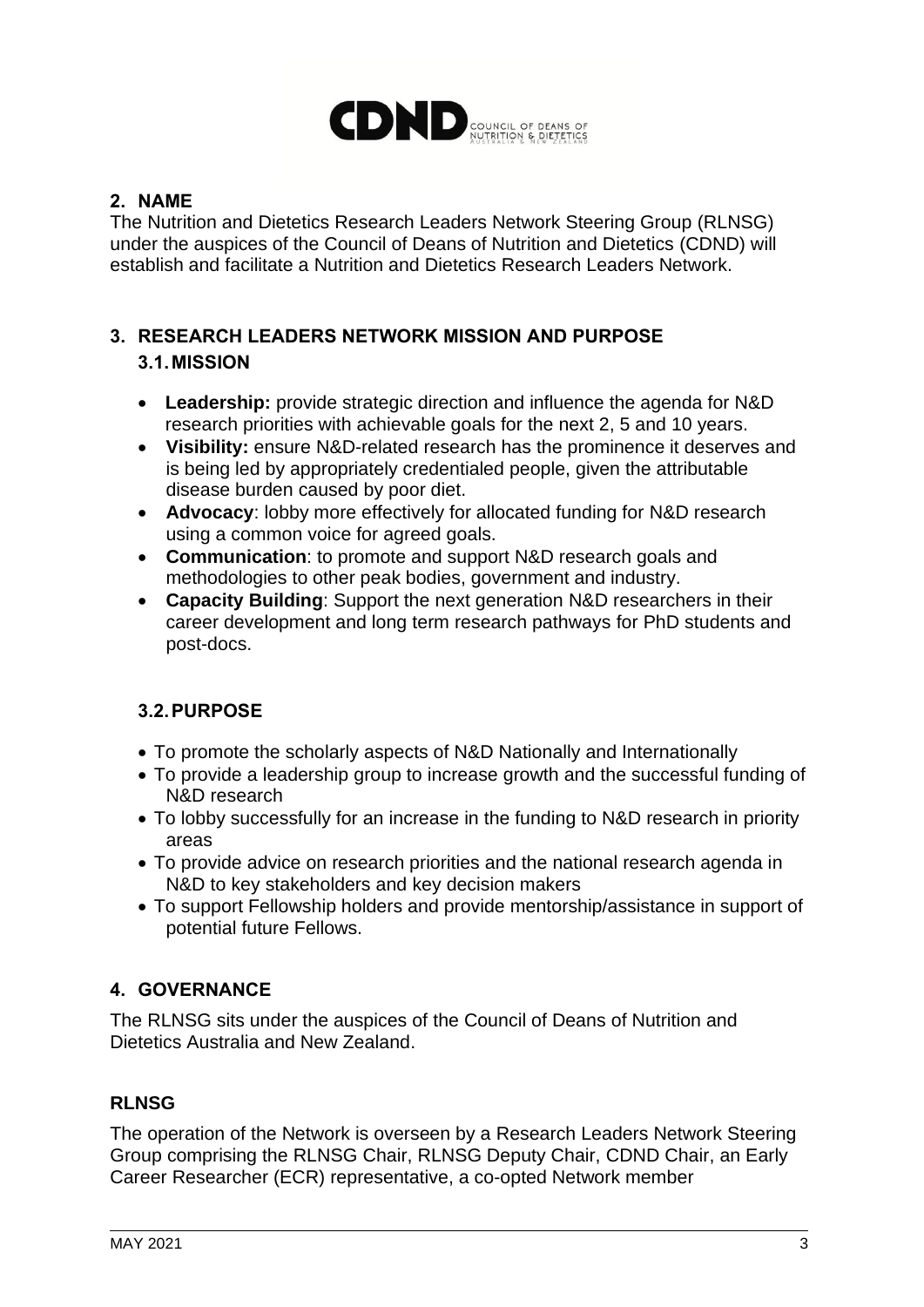## 2. NAME

The Nutrition and Dietetics Research Leaders Network Steering Group (RLNSG) under the auspices of the Council of Deans of Nutrition and Dietetics (CDND) will establish and facilitate a Nutrition and Dietetics Research Leaders Network.

## 3. RESEARCH LEADERS NETWORK MISSION AND PURPOSE

### 3.1. MISSION

- **Leadership:** provide strategic direction and influence the agenda for N&D research priorities with achievable goals for the next 2, 5 and 10 years.
- **Visibility:** ensure N&D-related research has the prominence it deserves and is being led by appropriately credentialed people, given the attributable disease burden caused by poor diet.
- **Advocacy**: lobby more effectively for allocated funding for N&D research using a common voice for agreed goals.
- **Communication**: to promote and support N&D research goals and methodologies to other peak bodies, government and industry.
- **Capacity Building**: Support the next generation N&D researchers in their career development and long term research pathways for PhD students and post-docs.

### 3.2. PURPOSE

- To promote the scholarly aspects of N&D Nationally and Internationally
- To provide a leadership group to increase growth and the successful funding of N&D research
- To lobby successfully for an increase in the funding to N&D research in priority areas
- To provide advice on research priorities and the national research agenda in N&D to key stakeholders and key decision makers
- To support Fellowship holders and provide mentorship/assistance in support of potential future Fellows.

## 4. GOVERNANCE

The RLNSG sits under the auspices of the Council of Deans of Nutrition and Dietetics Australia and New Zealand.

**RLNSG**

The operation of the Network is overseen by a Research Leaders Network Steering Group comprising the RLNSG Chair, RLNSG Deputy Chair, CDND Chair, an Early Career Researcher (ECR) representative, a co-opted Network member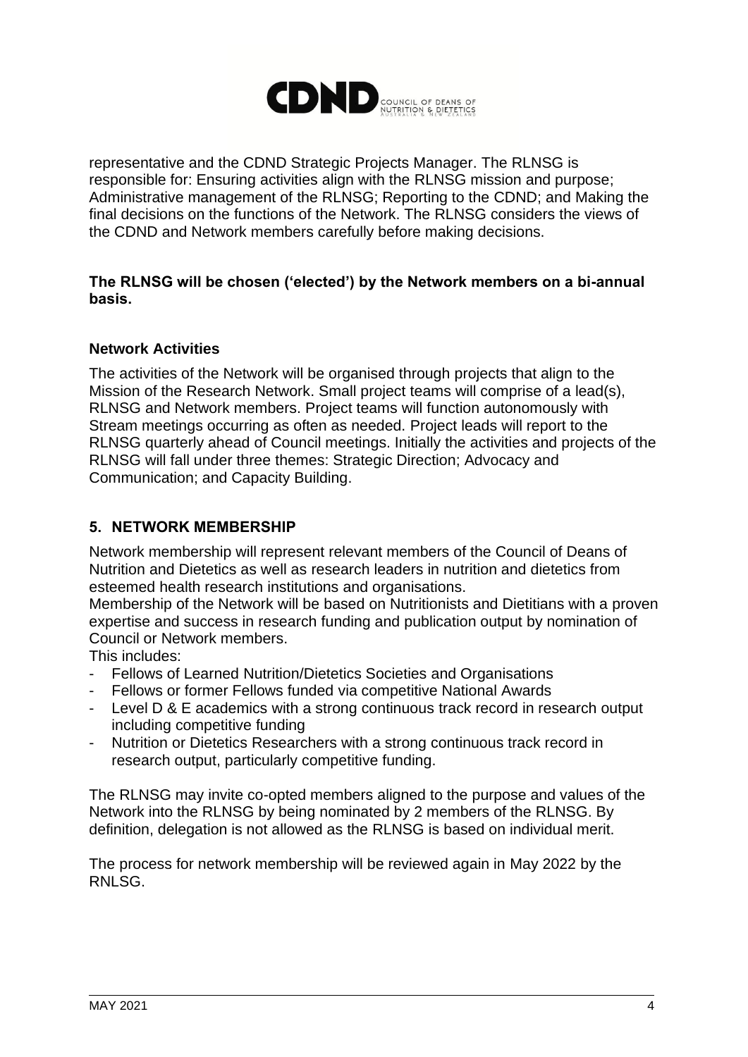representative and the CDND Strategic Projects Manager. The RLNSG is responsible for: Ensuring activities align with the RLNSG mission and purpose; Administrative management of the RLNSG; Reporting to the CDND; and Making the final decisions on the functions of the Network. The RLNSG considers the views of the CDND and Network members carefully before making decisions.

**The RLNSG will be chosen ('elected') by the Network members on a bi-annual basis.**

**Network Activities**

The activities of the Network will be organised through projects that align to the Mission of the Research Network. Small project teams will comprise of a lead(s), RLNSG and Network members. Project teams will function autonomously with Stream meetings occurring as often as needed. Project leads will report to the RLNSG quarterly ahead of Council meetings. Initially the activities and projects of the RLNSG will fall under three themes: Strategic Direction; Advocacy and Communication; and Capacity Building.

## 5. NETWORK MEMBERSHIP

Network membership will represent relevant members of the Council of Deans of Nutrition and Dietetics as well as research leaders in nutrition and dietetics from esteemed health research institutions and organisations.

Membership of the Network will be based on Nutritionists and Dietitians with a proven expertise and success in research funding and publication output by nomination of Council or Network members.

This includes:

- Fellows of Learned Nutrition/Dietetics Societies and Organisations
- Fellows or former Fellows funded via competitive National Awards
- Level D & E academics with a strong continuous track record in research output including competitive funding
- Nutrition or Dietetics Researchers with a strong continuous track record in research output, particularly competitive funding.

The RLNSG may invite co-opted members aligned to the purpose and values of the Network into the RLNSG by being nominated by 2 members of the RLNSG. By definition, delegation is not allowed as the RLNSG is based on individual merit.

The process for network membership will be reviewed again in May 2022 by the RNLSG.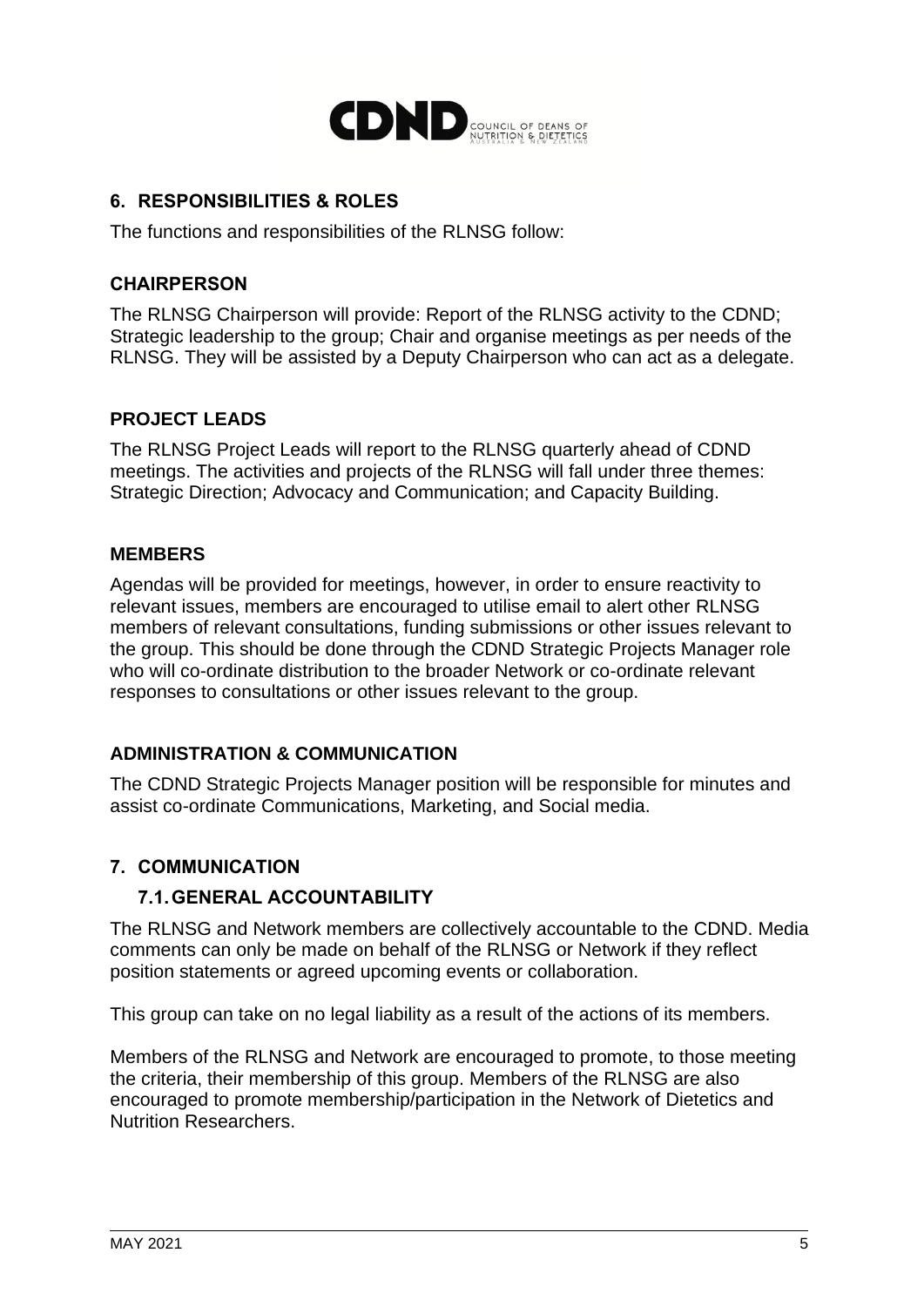## 6. RESPONSIBILITIES & ROLES

The functions and responsibilities of the RLNSG follow:

### CHAIRPERSON

The RLNSG Chairperson will provide: Report of the RLNSG activity to the CDND; Strategic leadership to the group; Chair and organise meetings as per needs of the RLNSG. They will be assisted by a Deputy Chairperson who can act as a delegate.

### PROJECT LEADS

The RLNSG Project Leads will report to the RLNSG quarterly ahead of CDND meetings. The activities and projects of the RLNSG will fall under three themes: Strategic Direction; Advocacy and Communication; and Capacity Building.

### MEMBERS

Agendas will be provided for meetings, however, in order to ensure reactivity to relevant issues, members are encouraged to utilise email to alert other RLNSG members of relevant consultations, funding submissions or other issues relevant to the group. This should be done through the CDND Strategic Projects Manager role who will co-ordinate distribution to the broader Network or co-ordinate relevant responses to consultations or other issues relevant to the group.

### ADMINISTRATION & COMMUNICATION

The CDND Strategic Projects Manager position will be responsible for minutes and assist co-ordinate Communications, Marketing, and Social media.

## 7. COMMUNICATION

### 7.1. GENERAL ACCOUNTABILITY

The RLNSG and Network members are collectively accountable to the CDND. Media comments can only be made on behalf of the RLNSG or Network if they reflect position statements or agreed upcoming events or collaboration.

This group can take on no legal liability as a result of the actions of its members.

Members of the RLNSG and Network are encouraged to promote, to those meeting the criteria, their membership of this group. Members of the RLNSG are also encouraged to promote membership/participation in the Network of Dietetics and Nutrition Researchers.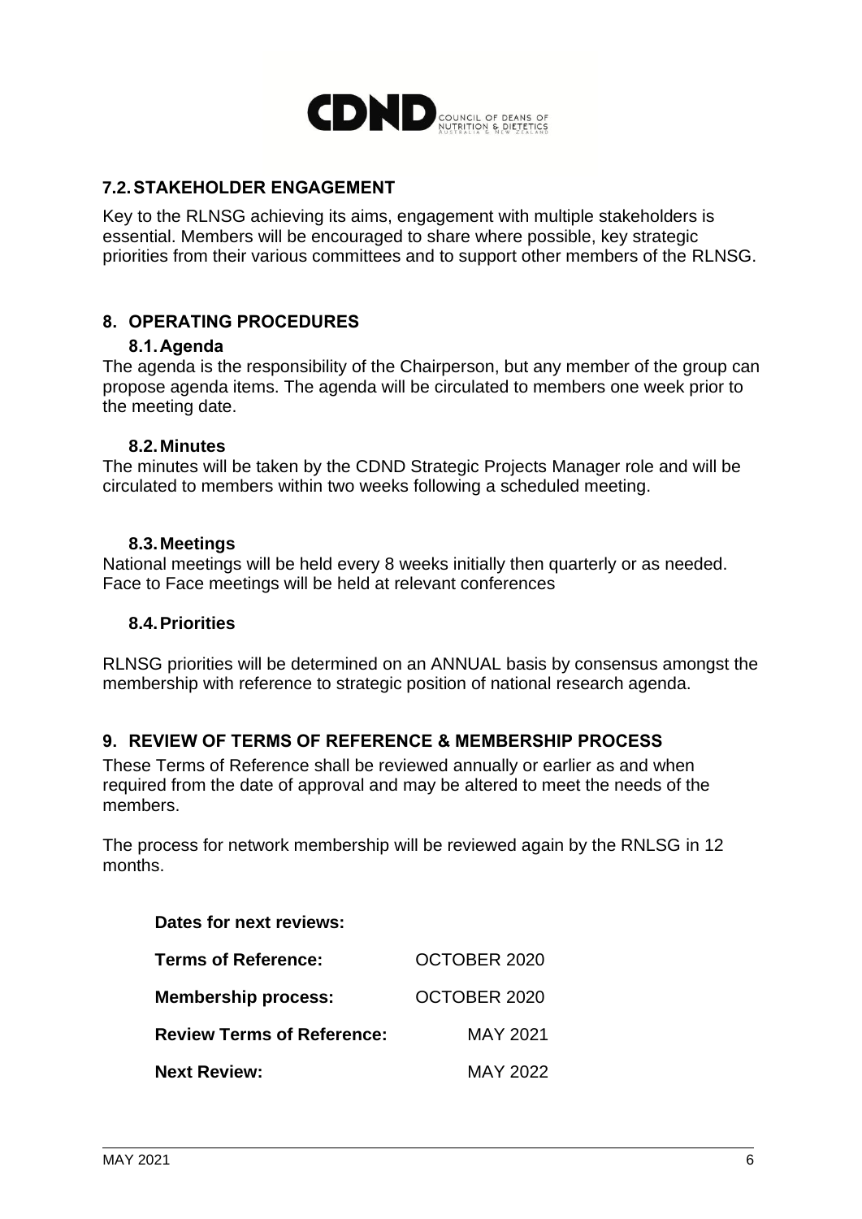## 7.2. STAKEHOLDER ENGAGEMENT

Key to the RLNSG achieving its aims, engagement with multiple stakeholders is essential. Members will be encouraged to share where possible, key strategic priorities from their various committees and to support other members of the RLNSG.

## 8. OPERATING PROCEDURES

### 8.1. Agenda

The agenda is the responsibility of the Chairperson, but any member of the group can propose agenda items. The agenda will be circulated to members one week prior to the meeting date.

### 8.2. Minutes

The minutes will be taken by the CDND Strategic Projects Manager role and will be circulated to members within two weeks following a scheduled meeting.

### 8.3. Meetings

National meetings will be held every 8 weeks initially then quarterly or as needed. Face to Face meetings will be held at relevant conferences

### 8.4. Priorities

RLNSG priorities will be determined on an ANNUAL basis by consensus amongst the membership with reference to strategic position of national research agenda.

## 9. REVIEW OF TERMS OF REFERENCE & MEMBERSHIP PROCESS

These Terms of Reference shall be reviewed annually or earlier as and when required from the date of approval and may be altered to meet the needs of the members.

The process for network membership will be reviewed again by the RNLSG in 12 months.

**Dates for next reviews:**

| | |
|---|---|
| **Terms of Reference:** | OCTOBER 2020 |
| **Membership process:** | OCTOBER 2020 |
| **Review Terms of Reference:** | MAY 2021 |
| **Next Review:** | MAY 2022 |